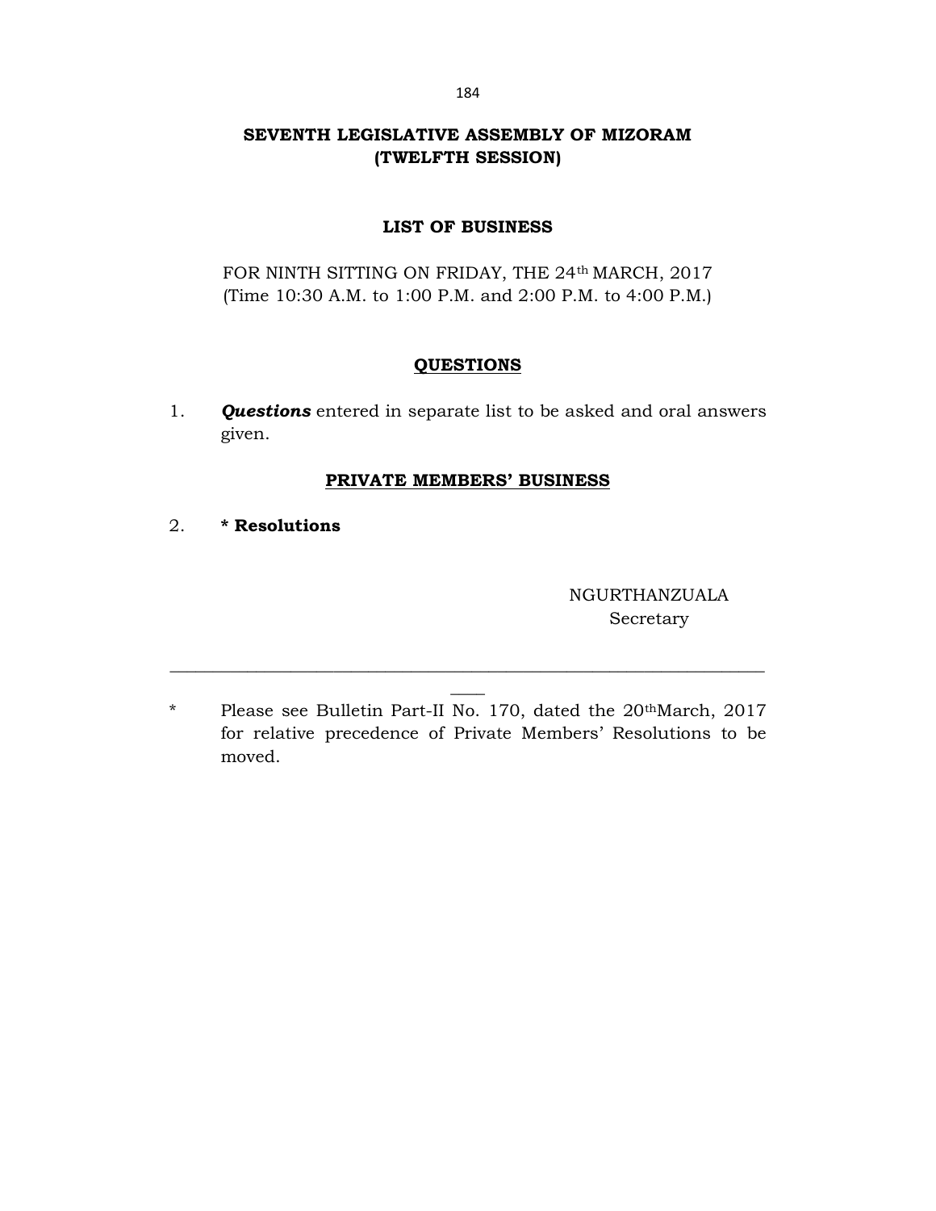# SEVENTH LEGISLATIVE ASSEMBLY OF MIZORAM
## (TWELFTH SESSION)

### LIST OF BUSINESS

FOR NINTH SITTING ON FRIDAY, THE 24th MARCH, 2017
(Time 10:30 A.M. to 1:00 P.M. and 2:00 P.M. to 4:00 P.M.)

#### QUESTIONS

1. ***Questions*** entered in separate list to be asked and oral answers given.

#### PRIVATE MEMBERS' BUSINESS

2. **\* Resolutions**

NGURTHANZUALA
Secretary

---

\* Please see Bulletin Part-II No. 170, dated the 20th March, 2017 for relative precedence of Private Members' Resolutions to be moved.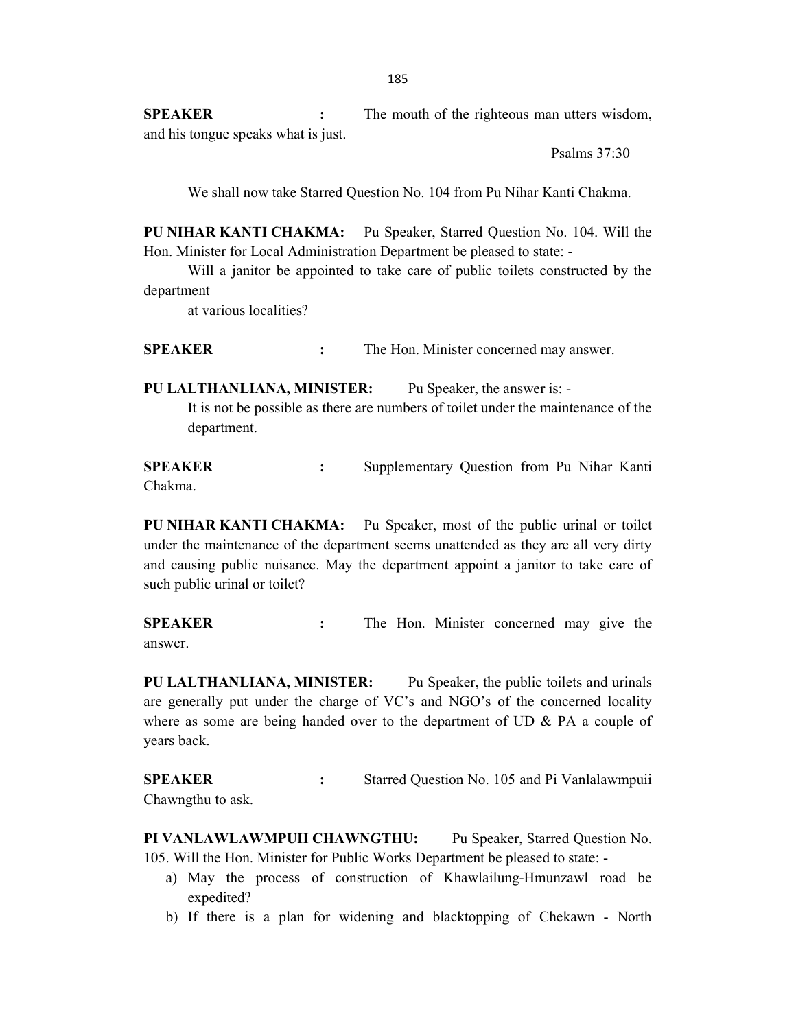**SPEAKER :** The mouth of the righteous man utters wisdom, and his tongue speaks what is just.

Psalms 37:30

We shall now take Starred Question No. 104 from Pu Nihar Kanti Chakma.

**PU NIHAR KANTI CHAKMA:** Pu Speaker, Starred Question No. 104. Will the Hon. Minister for Local Administration Department be pleased to state: -

Will a janitor be appointed to take care of public toilets constructed by the department

at various localities?

**SPEAKER :** The Hon. Minister concerned may answer.

**PU LALTHANLIANA, MINISTER:** Pu Speaker, the answer is: -

It is not be possible as there are numbers of toilet under the maintenance of the department.

**SPEAKER :** Supplementary Question from Pu Nihar Kanti Chakma.

**PU NIHAR KANTI CHAKMA:** Pu Speaker, most of the public urinal or toilet under the maintenance of the department seems unattended as they are all very dirty and causing public nuisance. May the department appoint a janitor to take care of such public urinal or toilet?

**SPEAKER :** The Hon. Minister concerned may give the answer.

**PU LALTHANLIANA, MINISTER:** Pu Speaker, the public toilets and urinals are generally put under the charge of VC's and NGO's of the concerned locality where as some are being handed over to the department of UD & PA a couple of years back.

**SPEAKER :** Starred Question No. 105 and Pi Vanlalawmpuii Chawngthu to ask.

**PI VANLAWLAWMPUII CHAWNGTHU:** Pu Speaker, Starred Question No. 105. Will the Hon. Minister for Public Works Department be pleased to state: -

a) May the process of construction of Khawlailung-Hmunzawl road be expedited?
b) If there is a plan for widening and blacktopping of Chekawn - North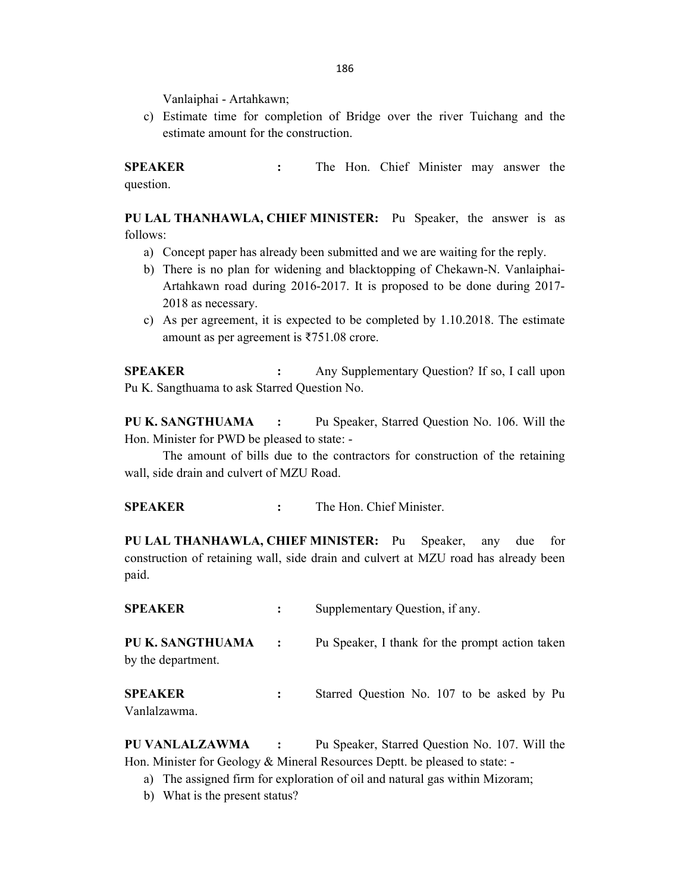Vanlaiphai - Artahkawn;

c) Estimate time for completion of Bridge over the river Tuichang and the estimate amount for the construction.

**SPEAKER** : The Hon. Chief Minister may answer the question.

**PU LAL THANHAWLA, CHIEF MINISTER:** Pu Speaker, the answer is as follows:

a) Concept paper has already been submitted and we are waiting for the reply.
b) There is no plan for widening and blacktopping of Chekawn-N. Vanlaiphai-Artahkawn road during 2016-2017. It is proposed to be done during 2017-2018 as necessary.
c) As per agreement, it is expected to be completed by 1.10.2018. The estimate amount as per agreement is ₹751.08 crore.

**SPEAKER** : Any Supplementary Question? If so, I call upon Pu K. Sangthuama to ask Starred Question No.

**PU K. SANGTHUAMA** : Pu Speaker, Starred Question No. 106. Will the Hon. Minister for PWD be pleased to state: -

The amount of bills due to the contractors for construction of the retaining wall, side drain and culvert of MZU Road.

**SPEAKER** : The Hon. Chief Minister.

**PU LAL THANHAWLA, CHIEF MINISTER:** Pu Speaker, any due for construction of retaining wall, side drain and culvert at MZU road has already been paid.

**SPEAKER** : Supplementary Question, if any.

**PU K. SANGTHUAMA** : Pu Speaker, I thank for the prompt action taken by the department.

**SPEAKER** : Starred Question No. 107 to be asked by Pu Vanlalzawma.

**PU VANLALZAWMA** : Pu Speaker, Starred Question No. 107. Will the Hon. Minister for Geology & Mineral Resources Deptt. be pleased to state: -

a) The assigned firm for exploration of oil and natural gas within Mizoram;
b) What is the present status?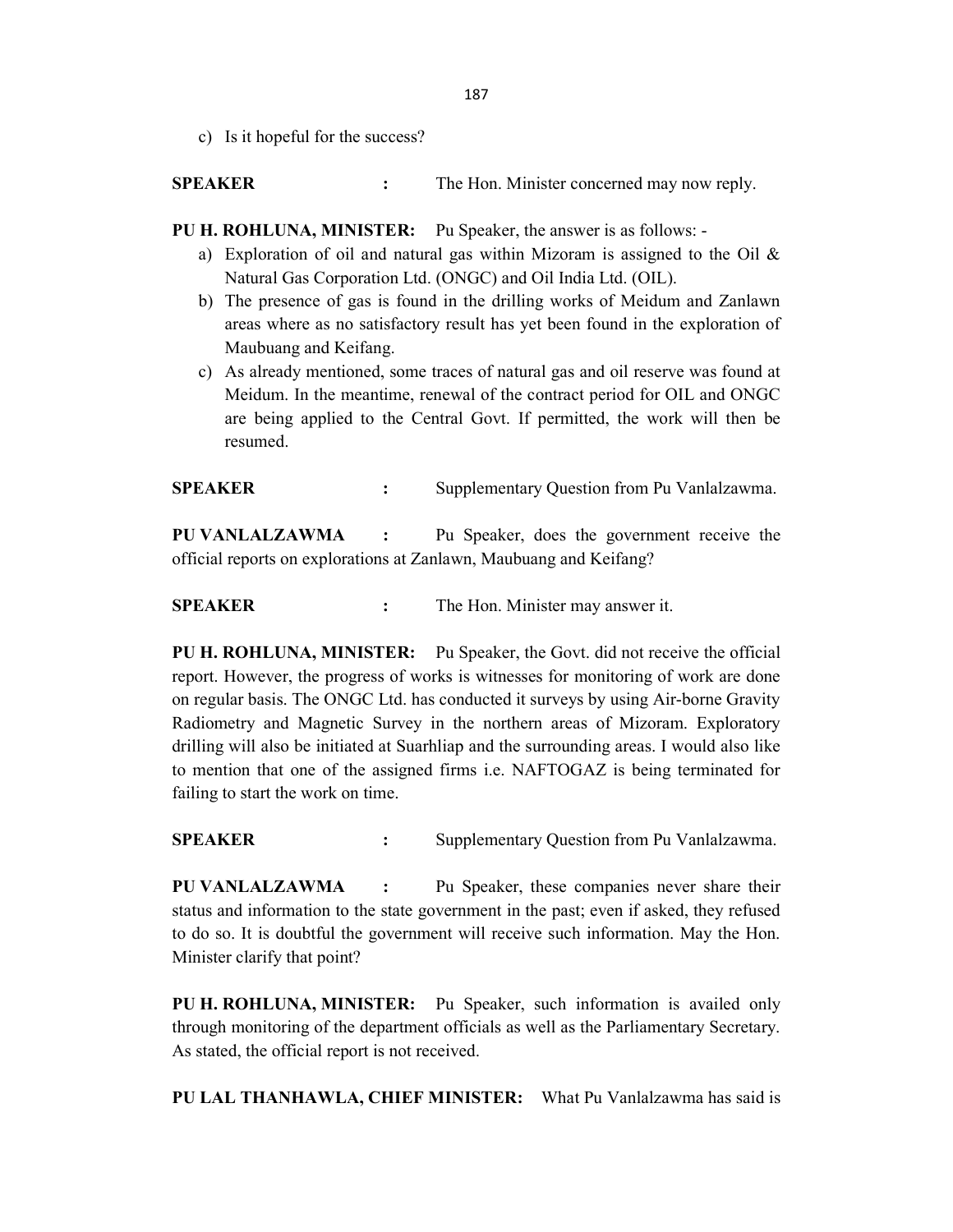c) Is it hopeful for the success?

**SPEAKER** : The Hon. Minister concerned may now reply.

**PU H. ROHLUNA, MINISTER:** Pu Speaker, the answer is as follows: -

a) Exploration of oil and natural gas within Mizoram is assigned to the Oil & Natural Gas Corporation Ltd. (ONGC) and Oil India Ltd. (OIL).
b) The presence of gas is found in the drilling works of Meidum and Zanlawn areas where as no satisfactory result has yet been found in the exploration of Maubuang and Keifang.
c) As already mentioned, some traces of natural gas and oil reserve was found at Meidum. In the meantime, renewal of the contract period for OIL and ONGC are being applied to the Central Govt. If permitted, the work will then be resumed.

**SPEAKER** : Supplementary Question from Pu Vanlalzawma.

**PU VANLALZAWMA** : Pu Speaker, does the government receive the official reports on explorations at Zanlawn, Maubuang and Keifang?

**SPEAKER** : The Hon. Minister may answer it.

**PU H. ROHLUNA, MINISTER:** Pu Speaker, the Govt. did not receive the official report. However, the progress of works is witnesses for monitoring of work are done on regular basis. The ONGC Ltd. has conducted it surveys by using Air-borne Gravity Radiometry and Magnetic Survey in the northern areas of Mizoram. Exploratory drilling will also be initiated at Suarhliap and the surrounding areas. I would also like to mention that one of the assigned firms i.e. NAFTOGAZ is being terminated for failing to start the work on time.

**SPEAKER** : Supplementary Question from Pu Vanlalzawma.

**PU VANLALZAWMA** : Pu Speaker, these companies never share their status and information to the state government in the past; even if asked, they refused to do so. It is doubtful the government will receive such information. May the Hon. Minister clarify that point?

**PU H. ROHLUNA, MINISTER:** Pu Speaker, such information is availed only through monitoring of the department officials as well as the Parliamentary Secretary. As stated, the official report is not received.

**PU LAL THANHAWLA, CHIEF MINISTER:** What Pu Vanlalzawma has said is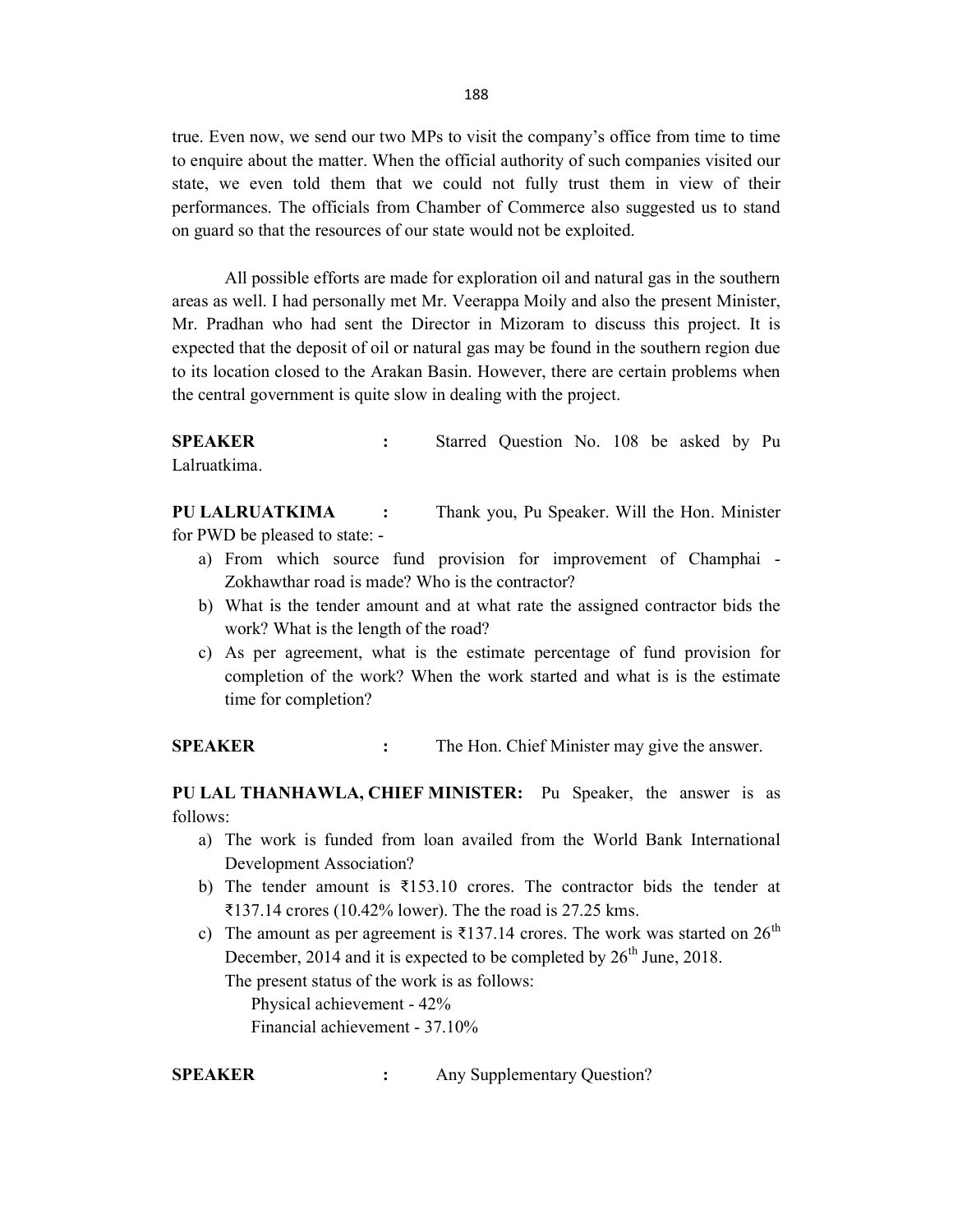true. Even now, we send our two MPs to visit the company's office from time to time to enquire about the matter. When the official authority of such companies visited our state, we even told them that we could not fully trust them in view of their performances. The officials from Chamber of Commerce also suggested us to stand on guard so that the resources of our state would not be exploited.

All possible efforts are made for exploration oil and natural gas in the southern areas as well. I had personally met Mr. Veerappa Moily and also the present Minister, Mr. Pradhan who had sent the Director in Mizoram to discuss this project. It is expected that the deposit of oil or natural gas may be found in the southern region due to its location closed to the Arakan Basin. However, there are certain problems when the central government is quite slow in dealing with the project.

**SPEAKER** : Starred Question No. 108 be asked by Pu Lalruatkima.

**PU LALRUATKIMA** : Thank you, Pu Speaker. Will the Hon. Minister for PWD be pleased to state: -

a) From which source fund provision for improvement of Champhai - Zokhawthar road is made? Who is the contractor?
b) What is the tender amount and at what rate the assigned contractor bids the work? What is the length of the road?
c) As per agreement, what is the estimate percentage of fund provision for completion of the work? When the work started and what is is the estimate time for completion?

**SPEAKER** : The Hon. Chief Minister may give the answer.

**PU LAL THANHAWLA, CHIEF MINISTER:** Pu Speaker, the answer is as follows:

a) The work is funded from loan availed from the World Bank International Development Association?
b) The tender amount is ₹153.10 crores. The contractor bids the tender at ₹137.14 crores (10.42% lower). The the road is 27.25 kms.
c) The amount as per agreement is ₹137.14 crores. The work was started on 26th December, 2014 and it is expected to be completed by 26th June, 2018.

   The present status of the work is as follows:

   Physical achievement - 42%

   Financial achievement - 37.10%

**SPEAKER** : Any Supplementary Question?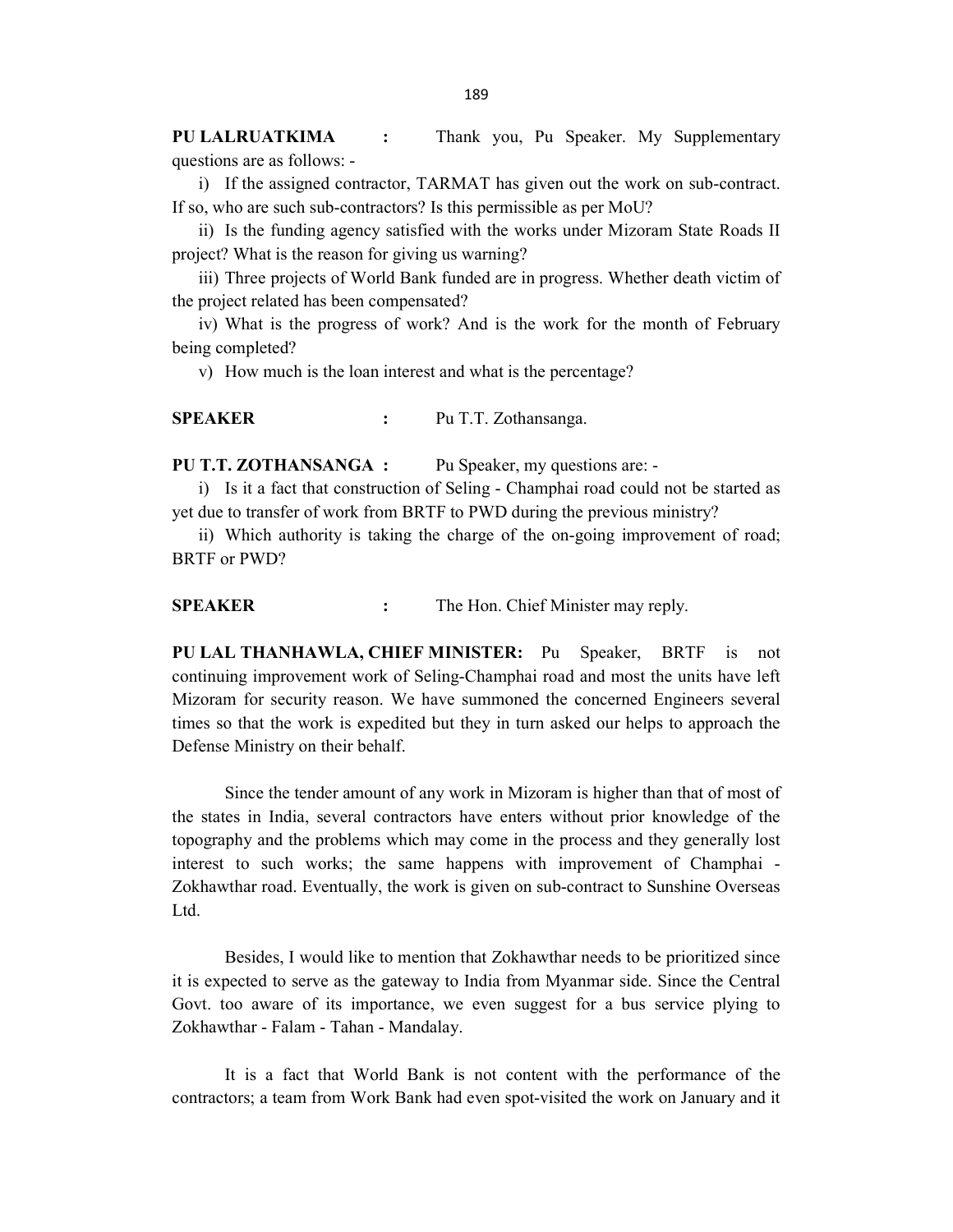**PU LALRUATKIMA :** Thank you, Pu Speaker. My Supplementary questions are as follows: -

i) If the assigned contractor, TARMAT has given out the work on sub-contract. If so, who are such sub-contractors? Is this permissible as per MoU?

ii) Is the funding agency satisfied with the works under Mizoram State Roads II project? What is the reason for giving us warning?

iii) Three projects of World Bank funded are in progress. Whether death victim of the project related has been compensated?

iv) What is the progress of work? And is the work for the month of February being completed?

v) How much is the loan interest and what is the percentage?

**SPEAKER :** Pu T.T. Zothansanga.

**PU T.T. ZOTHANSANGA :** Pu Speaker, my questions are: -

i) Is it a fact that construction of Seling - Champhai road could not be started as yet due to transfer of work from BRTF to PWD during the previous ministry?

ii) Which authority is taking the charge of the on-going improvement of road; BRTF or PWD?

**SPEAKER :** The Hon. Chief Minister may reply.

**PU LAL THANHAWLA, CHIEF MINISTER:** Pu Speaker, BRTF is not continuing improvement work of Seling-Champhai road and most the units have left Mizoram for security reason. We have summoned the concerned Engineers several times so that the work is expedited but they in turn asked our helps to approach the Defense Ministry on their behalf.

Since the tender amount of any work in Mizoram is higher than that of most of the states in India, several contractors have enters without prior knowledge of the topography and the problems which may come in the process and they generally lost interest to such works; the same happens with improvement of Champhai - Zokhawthar road. Eventually, the work is given on sub-contract to Sunshine Overseas Ltd.

Besides, I would like to mention that Zokhawthar needs to be prioritized since it is expected to serve as the gateway to India from Myanmar side. Since the Central Govt. too aware of its importance, we even suggest for a bus service plying to Zokhawthar - Falam - Tahan - Mandalay.

It is a fact that World Bank is not content with the performance of the contractors; a team from Work Bank had even spot-visited the work on January and it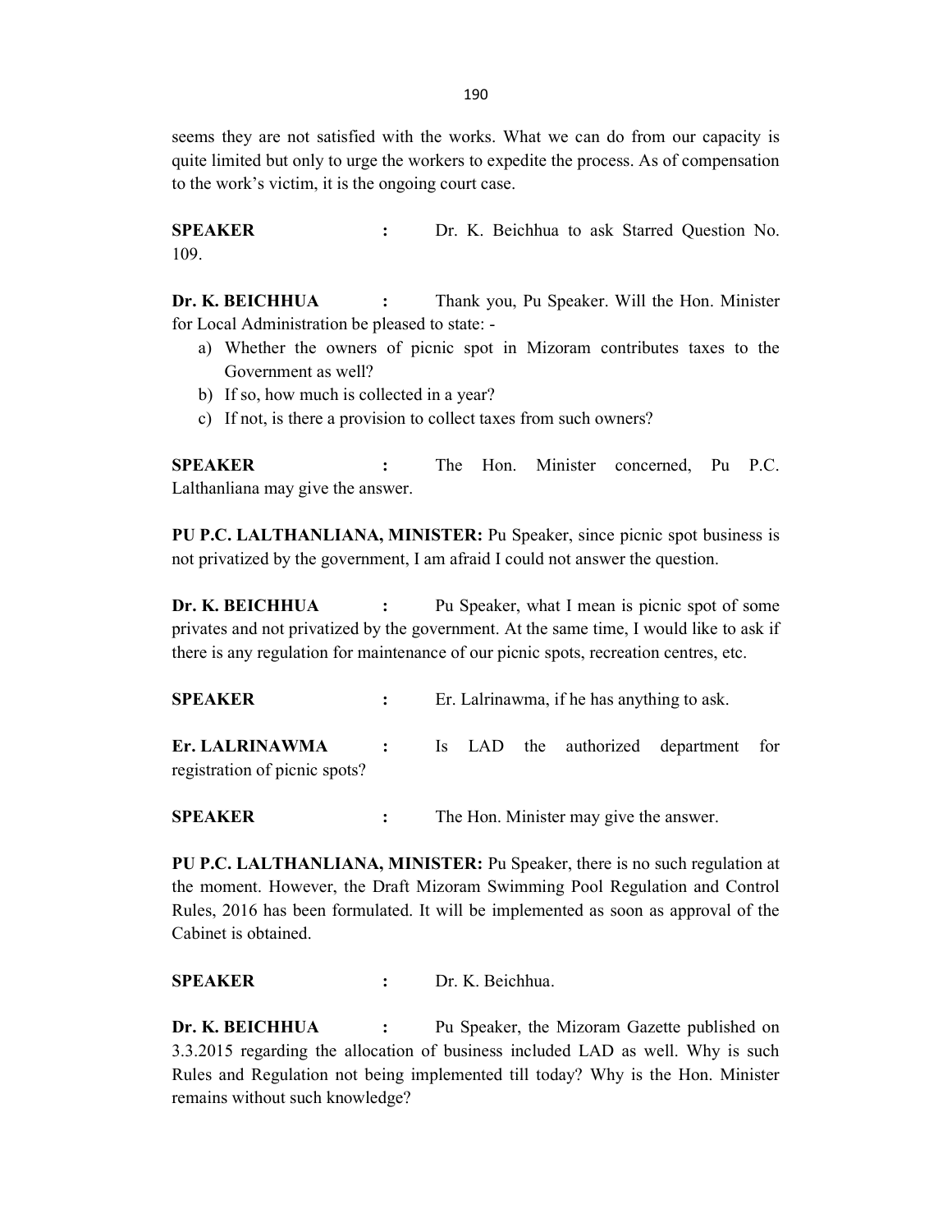seems they are not satisfied with the works. What we can do from our capacity is quite limited but only to urge the workers to expedite the process. As of compensation to the work's victim, it is the ongoing court case.

**SPEAKER :** Dr. K. Beichhua to ask Starred Question No. 109.

**Dr. K. BEICHHUA :** Thank you, Pu Speaker. Will the Hon. Minister for Local Administration be pleased to state: -

a) Whether the owners of picnic spot in Mizoram contributes taxes to the Government as well?
b) If so, how much is collected in a year?
c) If not, is there a provision to collect taxes from such owners?

**SPEAKER :** The Hon. Minister concerned, Pu P.C. Lalthanliana may give the answer.

**PU P.C. LALTHANLIANA, MINISTER:** Pu Speaker, since picnic spot business is not privatized by the government, I am afraid I could not answer the question.

**Dr. K. BEICHHUA :** Pu Speaker, what I mean is picnic spot of some privates and not privatized by the government. At the same time, I would like to ask if there is any regulation for maintenance of our picnic spots, recreation centres, etc.

**SPEAKER :** Er. Lalrinawma, if he has anything to ask.

**Er. LALRINAWMA :** Is LAD the authorized department for registration of picnic spots?

**SPEAKER :** The Hon. Minister may give the answer.

**PU P.C. LALTHANLIANA, MINISTER:** Pu Speaker, there is no such regulation at the moment. However, the Draft Mizoram Swimming Pool Regulation and Control Rules, 2016 has been formulated. It will be implemented as soon as approval of the Cabinet is obtained.

**SPEAKER :** Dr. K. Beichhua.

**Dr. K. BEICHHUA :** Pu Speaker, the Mizoram Gazette published on 3.3.2015 regarding the allocation of business included LAD as well. Why is such Rules and Regulation not being implemented till today? Why is the Hon. Minister remains without such knowledge?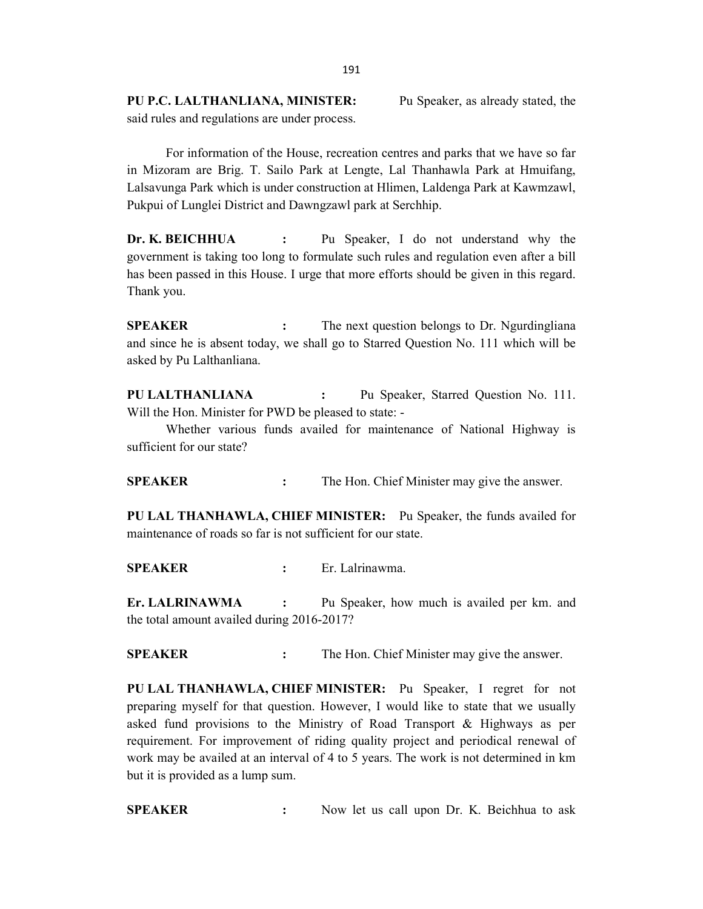**PU P.C. LALTHANLIANA, MINISTER:** Pu Speaker, as already stated, the said rules and regulations are under process.

For information of the House, recreation centres and parks that we have so far in Mizoram are Brig. T. Sailo Park at Lengte, Lal Thanhawla Park at Hmuifang, Lalsavunga Park which is under construction at Hlimen, Laldenga Park at Kawmzawl, Pukpui of Lunglei District and Dawngzawl park at Serchhip.

**Dr. K. BEICHHUA :** Pu Speaker, I do not understand why the government is taking too long to formulate such rules and regulation even after a bill has been passed in this House. I urge that more efforts should be given in this regard. Thank you.

**SPEAKER :** The next question belongs to Dr. Ngurdingliana and since he is absent today, we shall go to Starred Question No. 111 which will be asked by Pu Lalthanliana.

**PU LALTHANLIANA :** Pu Speaker, Starred Question No. 111. Will the Hon. Minister for PWD be pleased to state: -

Whether various funds availed for maintenance of National Highway is sufficient for our state?

**SPEAKER :** The Hon. Chief Minister may give the answer.

**PU LAL THANHAWLA, CHIEF MINISTER:** Pu Speaker, the funds availed for maintenance of roads so far is not sufficient for our state.

**SPEAKER :** Er. Lalrinawma.

**Er. LALRINAWMA :** Pu Speaker, how much is availed per km. and the total amount availed during 2016-2017?

**SPEAKER :** The Hon. Chief Minister may give the answer.

**PU LAL THANHAWLA, CHIEF MINISTER:** Pu Speaker, I regret for not preparing myself for that question. However, I would like to state that we usually asked fund provisions to the Ministry of Road Transport & Highways as per requirement. For improvement of riding quality project and periodical renewal of work may be availed at an interval of 4 to 5 years. The work is not determined in km but it is provided as a lump sum.

**SPEAKER :** Now let us call upon Dr. K. Beichhua to ask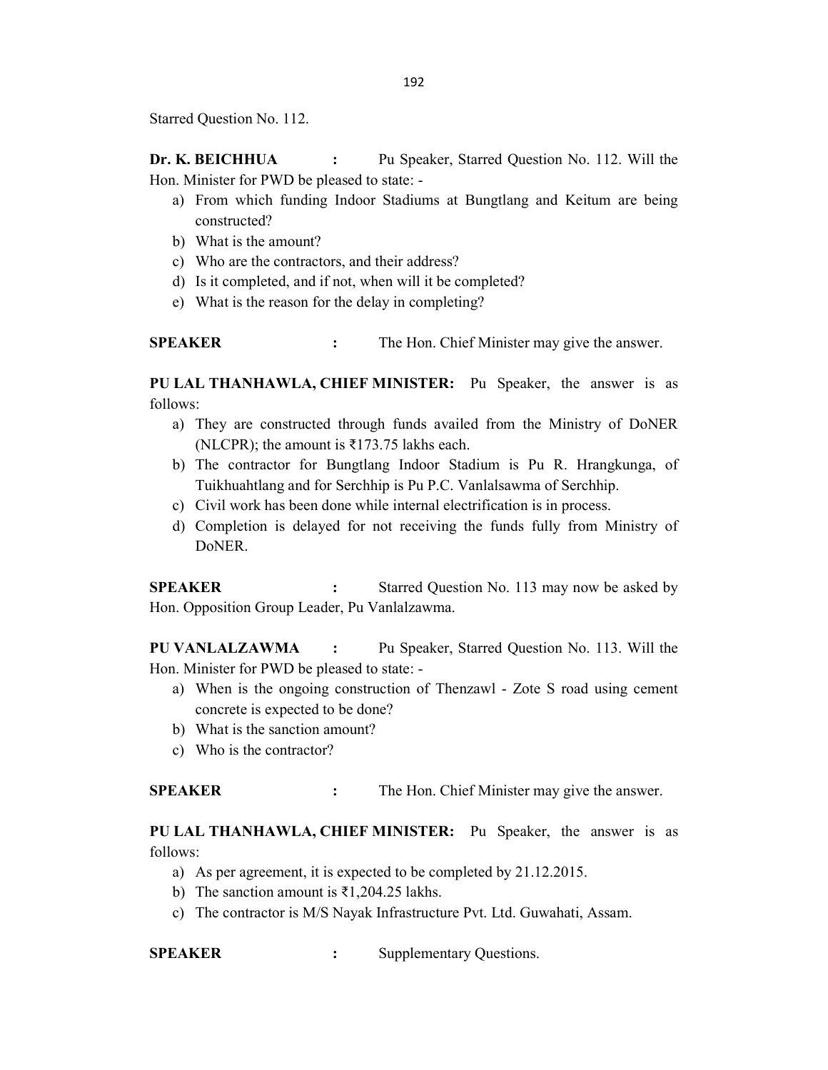Starred Question No. 112.

**Dr. K. BEICHHUA :** Pu Speaker, Starred Question No. 112. Will the Hon. Minister for PWD be pleased to state: -

a) From which funding Indoor Stadiums at Bungtlang and Keitum are being constructed?
b) What is the amount?
c) Who are the contractors, and their address?
d) Is it completed, and if not, when will it be completed?
e) What is the reason for the delay in completing?

**SPEAKER :** The Hon. Chief Minister may give the answer.

**PU LAL THANHAWLA, CHIEF MINISTER:** Pu Speaker, the answer is as follows:

a) They are constructed through funds availed from the Ministry of DoNER (NLCPR); the amount is ₹173.75 lakhs each.
b) The contractor for Bungtlang Indoor Stadium is Pu R. Hrangkunga, of Tuikhuahtlang and for Serchhip is Pu P.C. Vanlalsawma of Serchhip.
c) Civil work has been done while internal electrification is in process.
d) Completion is delayed for not receiving the funds fully from Ministry of DoNER.

**SPEAKER :** Starred Question No. 113 may now be asked by Hon. Opposition Group Leader, Pu Vanlalzawma.

**PU VANLALZAWMA :** Pu Speaker, Starred Question No. 113. Will the Hon. Minister for PWD be pleased to state: -

a) When is the ongoing construction of Thenzawl - Zote S road using cement concrete is expected to be done?
b) What is the sanction amount?
c) Who is the contractor?

**SPEAKER :** The Hon. Chief Minister may give the answer.

**PU LAL THANHAWLA, CHIEF MINISTER:** Pu Speaker, the answer is as follows:

a) As per agreement, it is expected to be completed by 21.12.2015.
b) The sanction amount is ₹1,204.25 lakhs.
c) The contractor is M/S Nayak Infrastructure Pvt. Ltd. Guwahati, Assam.

**SPEAKER :** Supplementary Questions.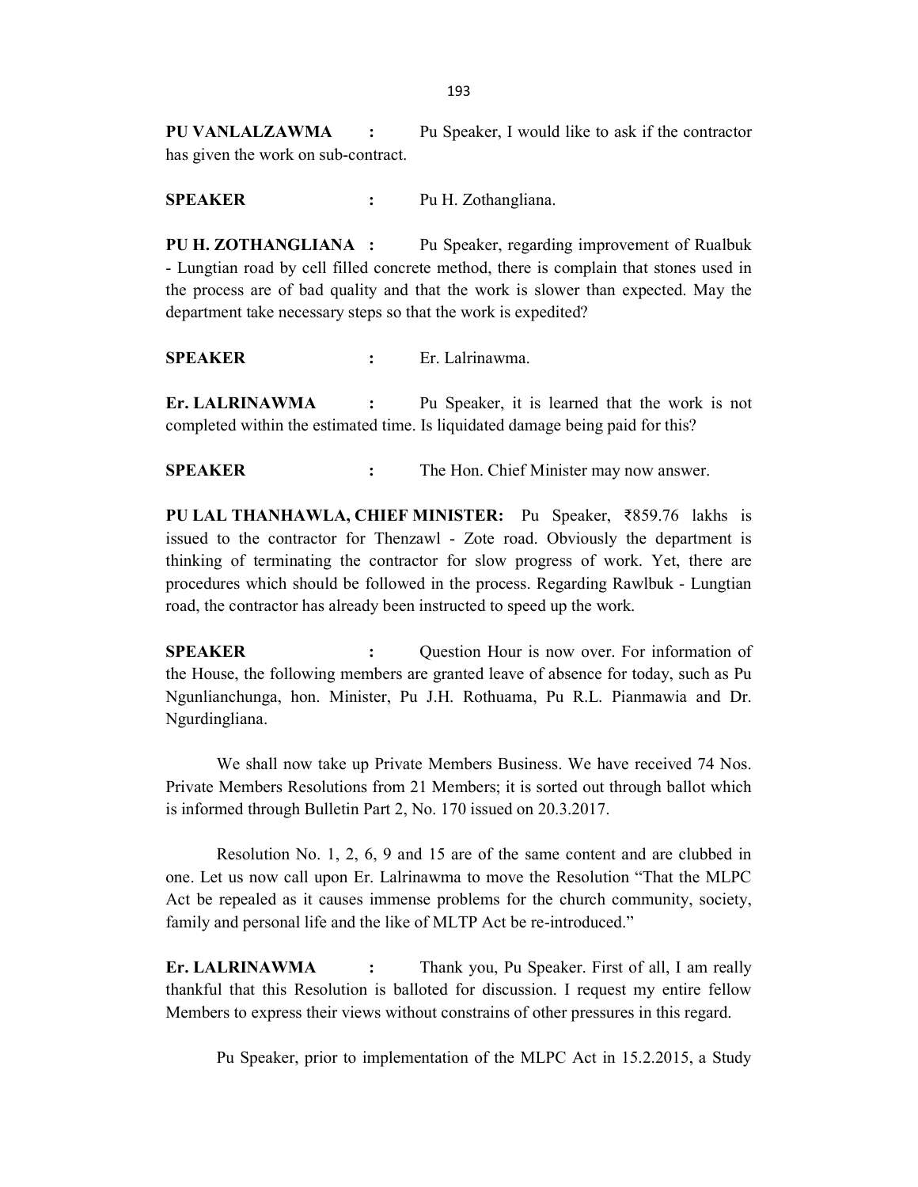**PU VANLALZAWMA :** Pu Speaker, I would like to ask if the contractor has given the work on sub-contract.

**SPEAKER :** Pu H. Zothangliana.

**PU H. ZOTHANGLIANA :** Pu Speaker, regarding improvement of Rualbuk - Lungtian road by cell filled concrete method, there is complain that stones used in the process are of bad quality and that the work is slower than expected. May the department take necessary steps so that the work is expedited?

**SPEAKER :** Er. Lalrinawma.

**Er. LALRINAWMA :** Pu Speaker, it is learned that the work is not completed within the estimated time. Is liquidated damage being paid for this?

**SPEAKER :** The Hon. Chief Minister may now answer.

**PU LAL THANHAWLA, CHIEF MINISTER:** Pu Speaker, ₹859.76 lakhs is issued to the contractor for Thenzawl - Zote road. Obviously the department is thinking of terminating the contractor for slow progress of work. Yet, there are procedures which should be followed in the process. Regarding Rawlbuk - Lungtian road, the contractor has already been instructed to speed up the work.

**SPEAKER :** Question Hour is now over. For information of the House, the following members are granted leave of absence for today, such as Pu Ngunlianchunga, hon. Minister, Pu J.H. Rothuama, Pu R.L. Pianmawia and Dr. Ngurdingliana.

We shall now take up Private Members Business. We have received 74 Nos. Private Members Resolutions from 21 Members; it is sorted out through ballot which is informed through Bulletin Part 2, No. 170 issued on 20.3.2017.

Resolution No. 1, 2, 6, 9 and 15 are of the same content and are clubbed in one. Let us now call upon Er. Lalrinawma to move the Resolution "That the MLPC Act be repealed as it causes immense problems for the church community, society, family and personal life and the like of MLTP Act be re-introduced."

**Er. LALRINAWMA :** Thank you, Pu Speaker. First of all, I am really thankful that this Resolution is balloted for discussion. I request my entire fellow Members to express their views without constrains of other pressures in this regard.

Pu Speaker, prior to implementation of the MLPC Act in 15.2.2015, a Study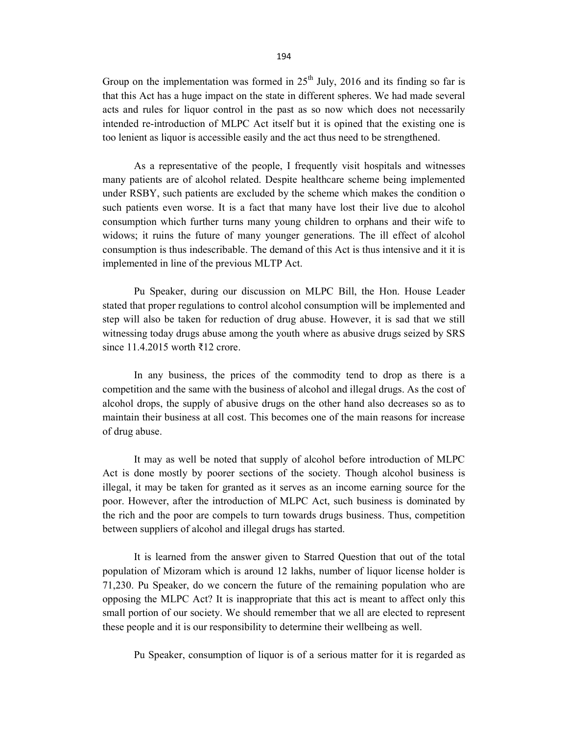Group on the implementation was formed in 25th July, 2016 and its finding so far is that this Act has a huge impact on the state in different spheres. We had made several acts and rules for liquor control in the past as so now which does not necessarily intended re-introduction of MLPC Act itself but it is opined that the existing one is too lenient as liquor is accessible easily and the act thus need to be strengthened.

As a representative of the people, I frequently visit hospitals and witnesses many patients are of alcohol related. Despite healthcare scheme being implemented under RSBY, such patients are excluded by the scheme which makes the condition o such patients even worse. It is a fact that many have lost their live due to alcohol consumption which further turns many young children to orphans and their wife to widows; it ruins the future of many younger generations. The ill effect of alcohol consumption is thus indescribable. The demand of this Act is thus intensive and it it is implemented in line of the previous MLTP Act.

Pu Speaker, during our discussion on MLPC Bill, the Hon. House Leader stated that proper regulations to control alcohol consumption will be implemented and step will also be taken for reduction of drug abuse. However, it is sad that we still witnessing today drugs abuse among the youth where as abusive drugs seized by SRS since 11.4.2015 worth ₹12 crore.

In any business, the prices of the commodity tend to drop as there is a competition and the same with the business of alcohol and illegal drugs. As the cost of alcohol drops, the supply of abusive drugs on the other hand also decreases so as to maintain their business at all cost. This becomes one of the main reasons for increase of drug abuse.

It may as well be noted that supply of alcohol before introduction of MLPC Act is done mostly by poorer sections of the society. Though alcohol business is illegal, it may be taken for granted as it serves as an income earning source for the poor. However, after the introduction of MLPC Act, such business is dominated by the rich and the poor are compels to turn towards drugs business. Thus, competition between suppliers of alcohol and illegal drugs has started.

It is learned from the answer given to Starred Question that out of the total population of Mizoram which is around 12 lakhs, number of liquor license holder is 71,230. Pu Speaker, do we concern the future of the remaining population who are opposing the MLPC Act? It is inappropriate that this act is meant to affect only this small portion of our society. We should remember that we all are elected to represent these people and it is our responsibility to determine their wellbeing as well.

Pu Speaker, consumption of liquor is of a serious matter for it is regarded as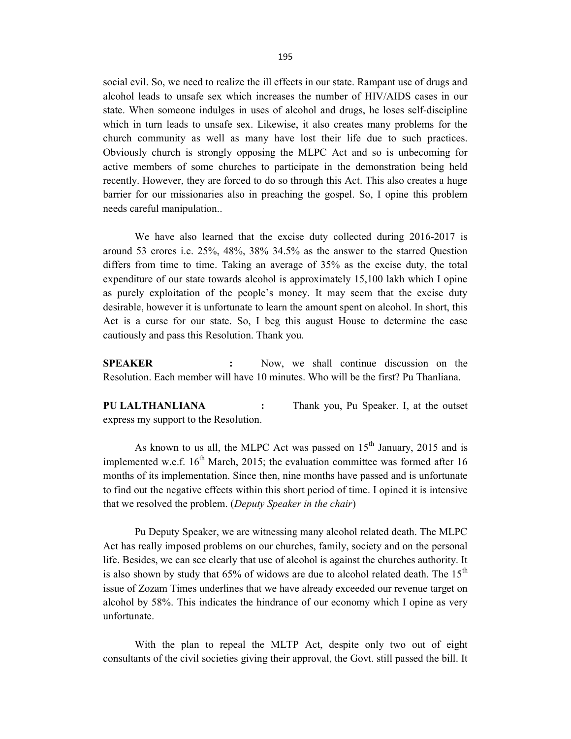social evil. So, we need to realize the ill effects in our state. Rampant use of drugs and alcohol leads to unsafe sex which increases the number of HIV/AIDS cases in our state. When someone indulges in uses of alcohol and drugs, he loses self-discipline which in turn leads to unsafe sex. Likewise, it also creates many problems for the church community as well as many have lost their life due to such practices. Obviously church is strongly opposing the MLPC Act and so is unbecoming for active members of some churches to participate in the demonstration being held recently. However, they are forced to do so through this Act. This also creates a huge barrier for our missionaries also in preaching the gospel. So, I opine this problem needs careful manipulation..

We have also learned that the excise duty collected during 2016-2017 is around 53 crores i.e. 25%, 48%, 38% 34.5% as the answer to the starred Question differs from time to time. Taking an average of 35% as the excise duty, the total expenditure of our state towards alcohol is approximately 15,100 lakh which I opine as purely exploitation of the people's money. It may seem that the excise duty desirable, however it is unfortunate to learn the amount spent on alcohol. In short, this Act is a curse for our state. So, I beg this august House to determine the case cautiously and pass this Resolution. Thank you.

**SPEAKER :** Now, we shall continue discussion on the Resolution. Each member will have 10 minutes. Who will be the first? Pu Thanliana.

**PU LALTHANLIANA :** Thank you, Pu Speaker. I, at the outset express my support to the Resolution.

As known to us all, the MLPC Act was passed on 15th January, 2015 and is implemented w.e.f. 16th March, 2015; the evaluation committee was formed after 16 months of its implementation. Since then, nine months have passed and is unfortunate to find out the negative effects within this short period of time. I opined it is intensive that we resolved the problem. (*Deputy Speaker in the chair*)

Pu Deputy Speaker, we are witnessing many alcohol related death. The MLPC Act has really imposed problems on our churches, family, society and on the personal life. Besides, we can see clearly that use of alcohol is against the churches authority. It is also shown by study that 65% of widows are due to alcohol related death. The 15th issue of Zozam Times underlines that we have already exceeded our revenue target on alcohol by 58%. This indicates the hindrance of our economy which I opine as very unfortunate.

With the plan to repeal the MLTP Act, despite only two out of eight consultants of the civil societies giving their approval, the Govt. still passed the bill. It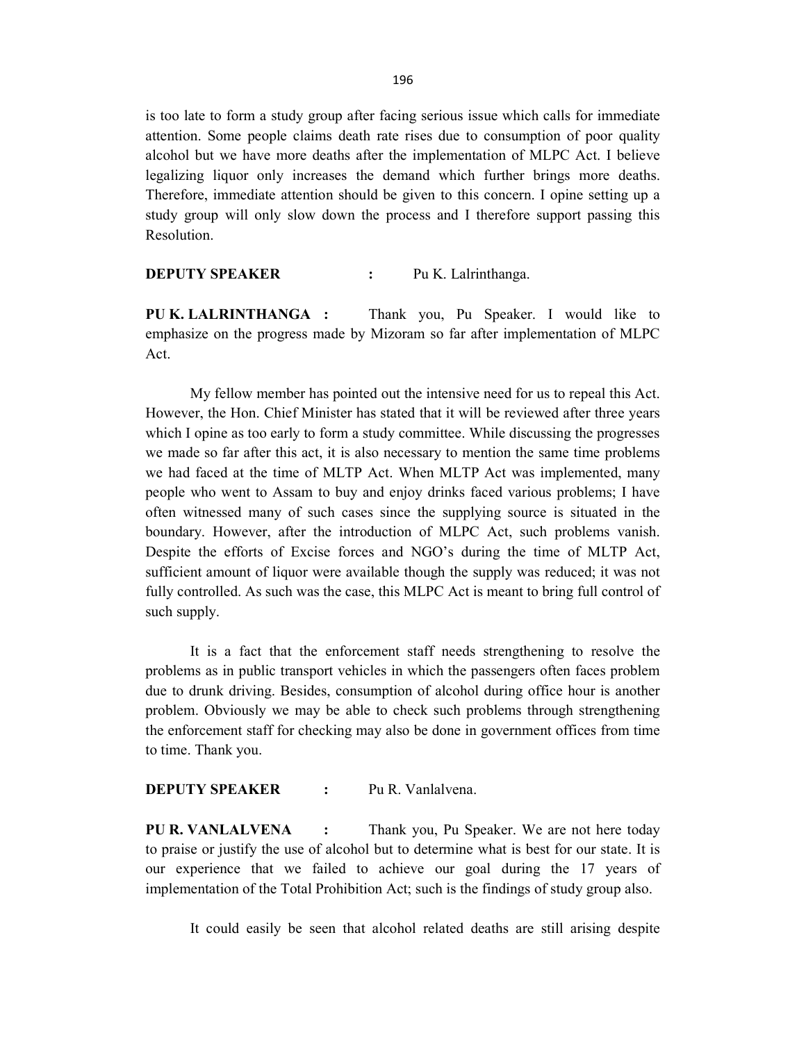is too late to form a study group after facing serious issue which calls for immediate attention. Some people claims death rate rises due to consumption of poor quality alcohol but we have more deaths after the implementation of MLPC Act. I believe legalizing liquor only increases the demand which further brings more deaths. Therefore, immediate attention should be given to this concern. I opine setting up a study group will only slow down the process and I therefore support passing this Resolution.

**DEPUTY SPEAKER :** Pu K. Lalrinthanga.

**PU K. LALRINTHANGA :** Thank you, Pu Speaker. I would like to emphasize on the progress made by Mizoram so far after implementation of MLPC Act.

My fellow member has pointed out the intensive need for us to repeal this Act. However, the Hon. Chief Minister has stated that it will be reviewed after three years which I opine as too early to form a study committee. While discussing the progresses we made so far after this act, it is also necessary to mention the same time problems we had faced at the time of MLTP Act. When MLTP Act was implemented, many people who went to Assam to buy and enjoy drinks faced various problems; I have often witnessed many of such cases since the supplying source is situated in the boundary. However, after the introduction of MLPC Act, such problems vanish. Despite the efforts of Excise forces and NGO's during the time of MLTP Act, sufficient amount of liquor were available though the supply was reduced; it was not fully controlled. As such was the case, this MLPC Act is meant to bring full control of such supply.

It is a fact that the enforcement staff needs strengthening to resolve the problems as in public transport vehicles in which the passengers often faces problem due to drunk driving. Besides, consumption of alcohol during office hour is another problem. Obviously we may be able to check such problems through strengthening the enforcement staff for checking may also be done in government offices from time to time. Thank you.

**DEPUTY SPEAKER :** Pu R. Vanlalvena.

**PU R. VANLALVENA :** Thank you, Pu Speaker. We are not here today to praise or justify the use of alcohol but to determine what is best for our state. It is our experience that we failed to achieve our goal during the 17 years of implementation of the Total Prohibition Act; such is the findings of study group also.

It could easily be seen that alcohol related deaths are still arising despite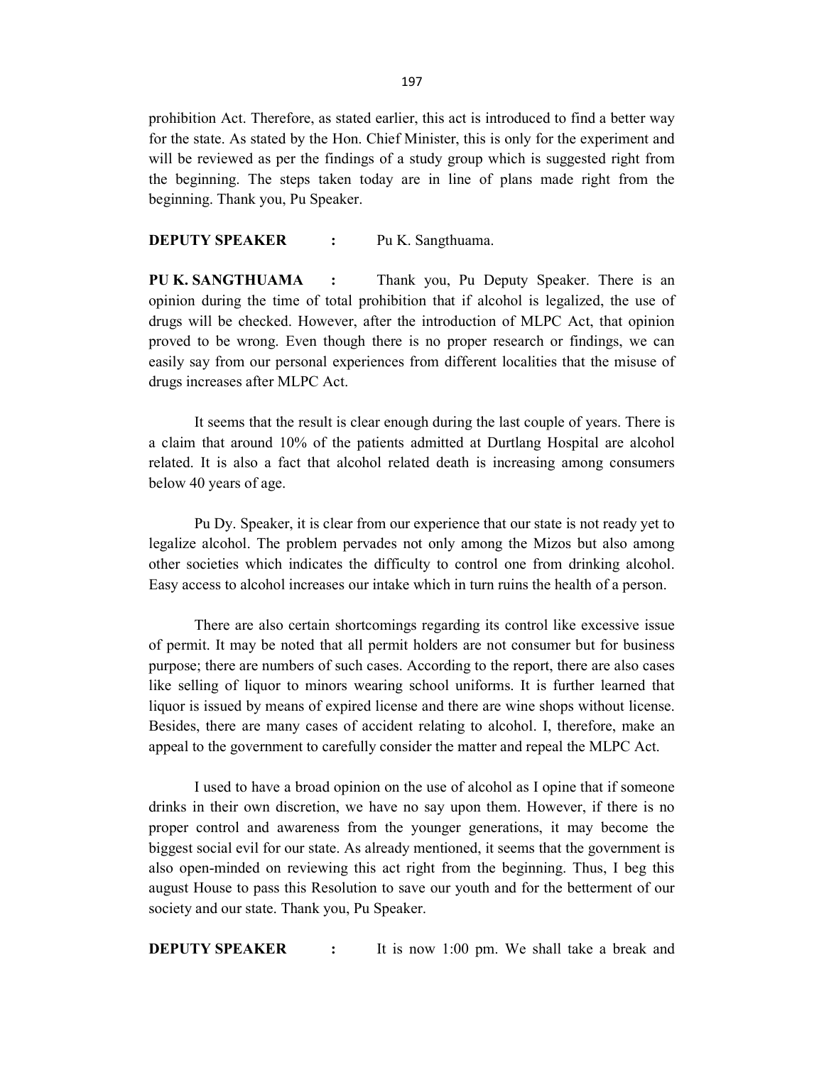prohibition Act. Therefore, as stated earlier, this act is introduced to find a better way for the state. As stated by the Hon. Chief Minister, this is only for the experiment and will be reviewed as per the findings of a study group which is suggested right from the beginning. The steps taken today are in line of plans made right from the beginning. Thank you, Pu Speaker.

**DEPUTY SPEAKER :** Pu K. Sangthuama.

**PU K. SANGTHUAMA :** Thank you, Pu Deputy Speaker. There is an opinion during the time of total prohibition that if alcohol is legalized, the use of drugs will be checked. However, after the introduction of MLPC Act, that opinion proved to be wrong. Even though there is no proper research or findings, we can easily say from our personal experiences from different localities that the misuse of drugs increases after MLPC Act.

It seems that the result is clear enough during the last couple of years. There is a claim that around 10% of the patients admitted at Durtlang Hospital are alcohol related. It is also a fact that alcohol related death is increasing among consumers below 40 years of age.

Pu Dy. Speaker, it is clear from our experience that our state is not ready yet to legalize alcohol. The problem pervades not only among the Mizos but also among other societies which indicates the difficulty to control one from drinking alcohol. Easy access to alcohol increases our intake which in turn ruins the health of a person.

There are also certain shortcomings regarding its control like excessive issue of permit. It may be noted that all permit holders are not consumer but for business purpose; there are numbers of such cases. According to the report, there are also cases like selling of liquor to minors wearing school uniforms. It is further learned that liquor is issued by means of expired license and there are wine shops without license. Besides, there are many cases of accident relating to alcohol. I, therefore, make an appeal to the government to carefully consider the matter and repeal the MLPC Act.

I used to have a broad opinion on the use of alcohol as I opine that if someone drinks in their own discretion, we have no say upon them. However, if there is no proper control and awareness from the younger generations, it may become the biggest social evil for our state. As already mentioned, it seems that the government is also open-minded on reviewing this act right from the beginning. Thus, I beg this august House to pass this Resolution to save our youth and for the betterment of our society and our state. Thank you, Pu Speaker.

**DEPUTY SPEAKER :** It is now 1:00 pm. We shall take a break and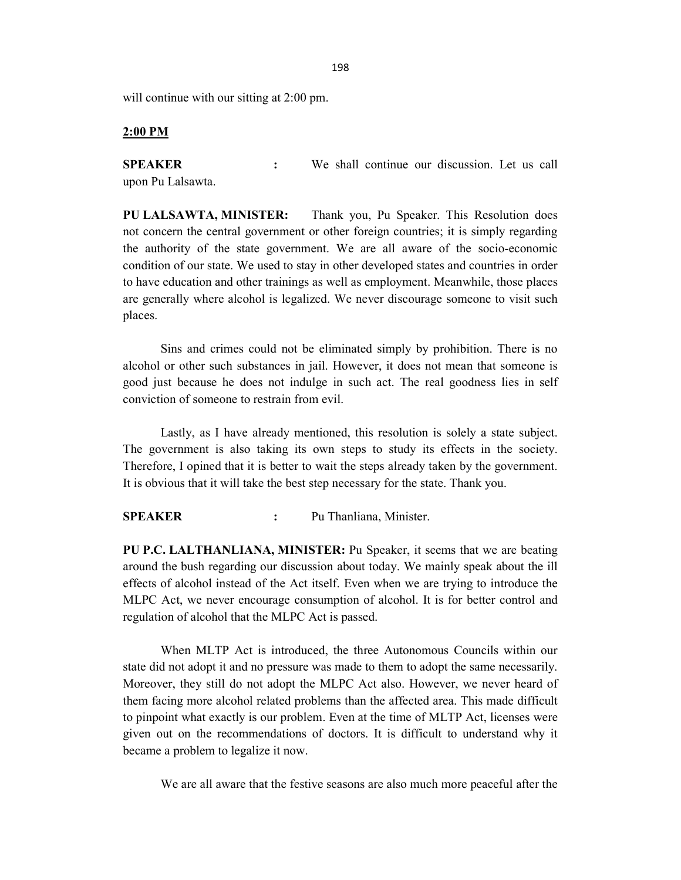will continue with our sitting at 2:00 pm.

**2:00 PM**

**SPEAKER :** We shall continue our discussion. Let us call upon Pu Lalsawta.

**PU LALSAWTA, MINISTER:** Thank you, Pu Speaker. This Resolution does not concern the central government or other foreign countries; it is simply regarding the authority of the state government. We are all aware of the socio-economic condition of our state. We used to stay in other developed states and countries in order to have education and other trainings as well as employment. Meanwhile, those places are generally where alcohol is legalized. We never discourage someone to visit such places.

Sins and crimes could not be eliminated simply by prohibition. There is no alcohol or other such substances in jail. However, it does not mean that someone is good just because he does not indulge in such act. The real goodness lies in self conviction of someone to restrain from evil.

Lastly, as I have already mentioned, this resolution is solely a state subject. The government is also taking its own steps to study its effects in the society. Therefore, I opined that it is better to wait the steps already taken by the government. It is obvious that it will take the best step necessary for the state. Thank you.

**SPEAKER :** Pu Thanliana, Minister.

**PU P.C. LALTHANLIANA, MINISTER:** Pu Speaker, it seems that we are beating around the bush regarding our discussion about today. We mainly speak about the ill effects of alcohol instead of the Act itself. Even when we are trying to introduce the MLPC Act, we never encourage consumption of alcohol. It is for better control and regulation of alcohol that the MLPC Act is passed.

When MLTP Act is introduced, the three Autonomous Councils within our state did not adopt it and no pressure was made to them to adopt the same necessarily. Moreover, they still do not adopt the MLPC Act also. However, we never heard of them facing more alcohol related problems than the affected area. This made difficult to pinpoint what exactly is our problem. Even at the time of MLTP Act, licenses were given out on the recommendations of doctors. It is difficult to understand why it became a problem to legalize it now.

We are all aware that the festive seasons are also much more peaceful after the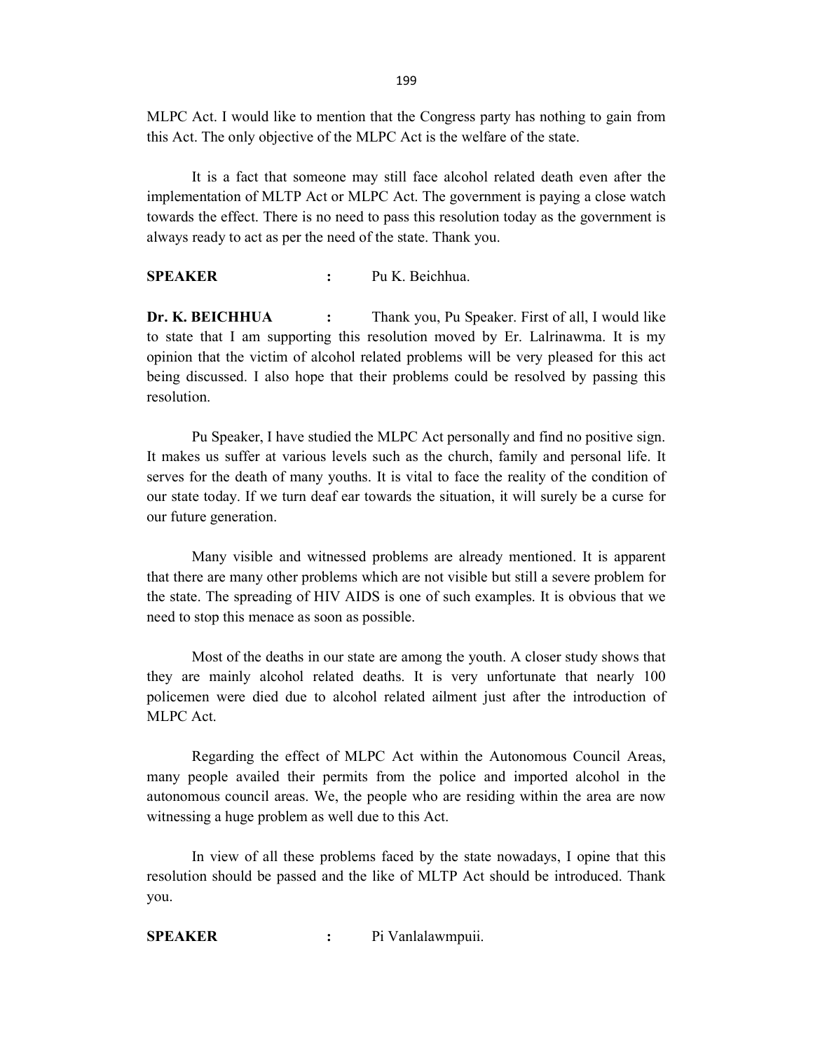MLPC Act. I would like to mention that the Congress party has nothing to gain from this Act. The only objective of the MLPC Act is the welfare of the state.

It is a fact that someone may still face alcohol related death even after the implementation of MLTP Act or MLPC Act. The government is paying a close watch towards the effect. There is no need to pass this resolution today as the government is always ready to act as per the need of the state. Thank you.

**SPEAKER** : Pu K. Beichhua.

**Dr. K. BEICHHUA** : Thank you, Pu Speaker. First of all, I would like to state that I am supporting this resolution moved by Er. Lalrinawma. It is my opinion that the victim of alcohol related problems will be very pleased for this act being discussed. I also hope that their problems could be resolved by passing this resolution.

Pu Speaker, I have studied the MLPC Act personally and find no positive sign. It makes us suffer at various levels such as the church, family and personal life. It serves for the death of many youths. It is vital to face the reality of the condition of our state today. If we turn deaf ear towards the situation, it will surely be a curse for our future generation.

Many visible and witnessed problems are already mentioned. It is apparent that there are many other problems which are not visible but still a severe problem for the state. The spreading of HIV AIDS is one of such examples. It is obvious that we need to stop this menace as soon as possible.

Most of the deaths in our state are among the youth. A closer study shows that they are mainly alcohol related deaths. It is very unfortunate that nearly 100 policemen were died due to alcohol related ailment just after the introduction of MLPC Act.

Regarding the effect of MLPC Act within the Autonomous Council Areas, many people availed their permits from the police and imported alcohol in the autonomous council areas. We, the people who are residing within the area are now witnessing a huge problem as well due to this Act.

In view of all these problems faced by the state nowadays, I opine that this resolution should be passed and the like of MLTP Act should be introduced. Thank you.

**SPEAKER** : Pi Vanlalawmpuii.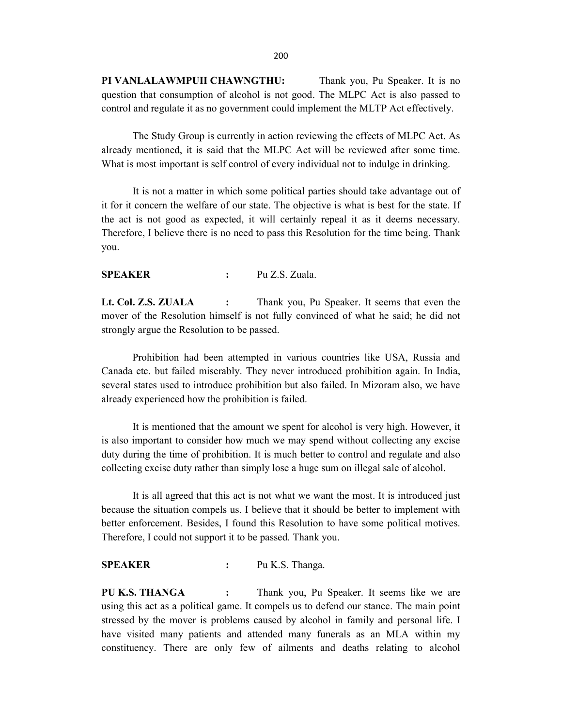**PI VANLALAWMPUII CHAWNGTHU:** Thank you, Pu Speaker. It is no question that consumption of alcohol is not good. The MLPC Act is also passed to control and regulate it as no government could implement the MLTP Act effectively.

The Study Group is currently in action reviewing the effects of MLPC Act. As already mentioned, it is said that the MLPC Act will be reviewed after some time. What is most important is self control of every individual not to indulge in drinking.

It is not a matter in which some political parties should take advantage out of it for it concern the welfare of our state. The objective is what is best for the state. If the act is not good as expected, it will certainly repeal it as it deems necessary. Therefore, I believe there is no need to pass this Resolution for the time being. Thank you.

**SPEAKER :** Pu Z.S. Zuala.

**Lt. Col. Z.S. ZUALA :** Thank you, Pu Speaker. It seems that even the mover of the Resolution himself is not fully convinced of what he said; he did not strongly argue the Resolution to be passed.

Prohibition had been attempted in various countries like USA, Russia and Canada etc. but failed miserably. They never introduced prohibition again. In India, several states used to introduce prohibition but also failed. In Mizoram also, we have already experienced how the prohibition is failed.

It is mentioned that the amount we spent for alcohol is very high. However, it is also important to consider how much we may spend without collecting any excise duty during the time of prohibition. It is much better to control and regulate and also collecting excise duty rather than simply lose a huge sum on illegal sale of alcohol.

It is all agreed that this act is not what we want the most. It is introduced just because the situation compels us. I believe that it should be better to implement with better enforcement. Besides, I found this Resolution to have some political motives. Therefore, I could not support it to be passed. Thank you.

**SPEAKER :** Pu K.S. Thanga.

**PU K.S. THANGA :** Thank you, Pu Speaker. It seems like we are using this act as a political game. It compels us to defend our stance. The main point stressed by the mover is problems caused by alcohol in family and personal life. I have visited many patients and attended many funerals as an MLA within my constituency. There are only few of ailments and deaths relating to alcohol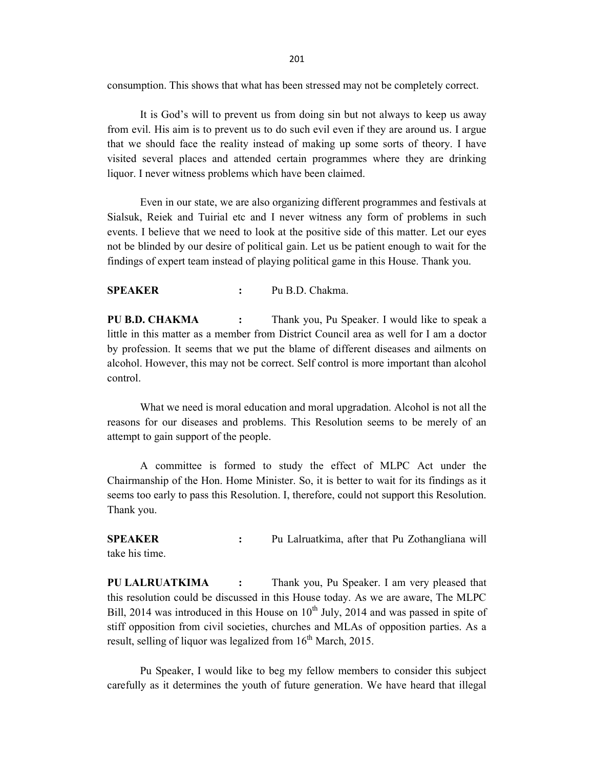consumption. This shows that what has been stressed may not be completely correct.

It is God's will to prevent us from doing sin but not always to keep us away from evil. His aim is to prevent us to do such evil even if they are around us. I argue that we should face the reality instead of making up some sorts of theory. I have visited several places and attended certain programmes where they are drinking liquor. I never witness problems which have been claimed.

Even in our state, we are also organizing different programmes and festivals at Sialsuk, Reiek and Tuirial etc and I never witness any form of problems in such events. I believe that we need to look at the positive side of this matter. Let our eyes not be blinded by our desire of political gain. Let us be patient enough to wait for the findings of expert team instead of playing political game in this House. Thank you.

**SPEAKER** : Pu B.D. Chakma.

**PU B.D. CHAKMA** : Thank you, Pu Speaker. I would like to speak a little in this matter as a member from District Council area as well for I am a doctor by profession. It seems that we put the blame of different diseases and ailments on alcohol. However, this may not be correct. Self control is more important than alcohol control.

What we need is moral education and moral upgradation. Alcohol is not all the reasons for our diseases and problems. This Resolution seems to be merely of an attempt to gain support of the people.

A committee is formed to study the effect of MLPC Act under the Chairmanship of the Hon. Home Minister. So, it is better to wait for its findings as it seems too early to pass this Resolution. I, therefore, could not support this Resolution. Thank you.

**SPEAKER** : Pu Lalruatkima, after that Pu Zothangliana will take his time.

**PU LALRUATKIMA** : Thank you, Pu Speaker. I am very pleased that this resolution could be discussed in this House today. As we are aware, The MLPC Bill, 2014 was introduced in this House on 10th July, 2014 and was passed in spite of stiff opposition from civil societies, churches and MLAs of opposition parties. As a result, selling of liquor was legalized from 16th March, 2015.

Pu Speaker, I would like to beg my fellow members to consider this subject carefully as it determines the youth of future generation. We have heard that illegal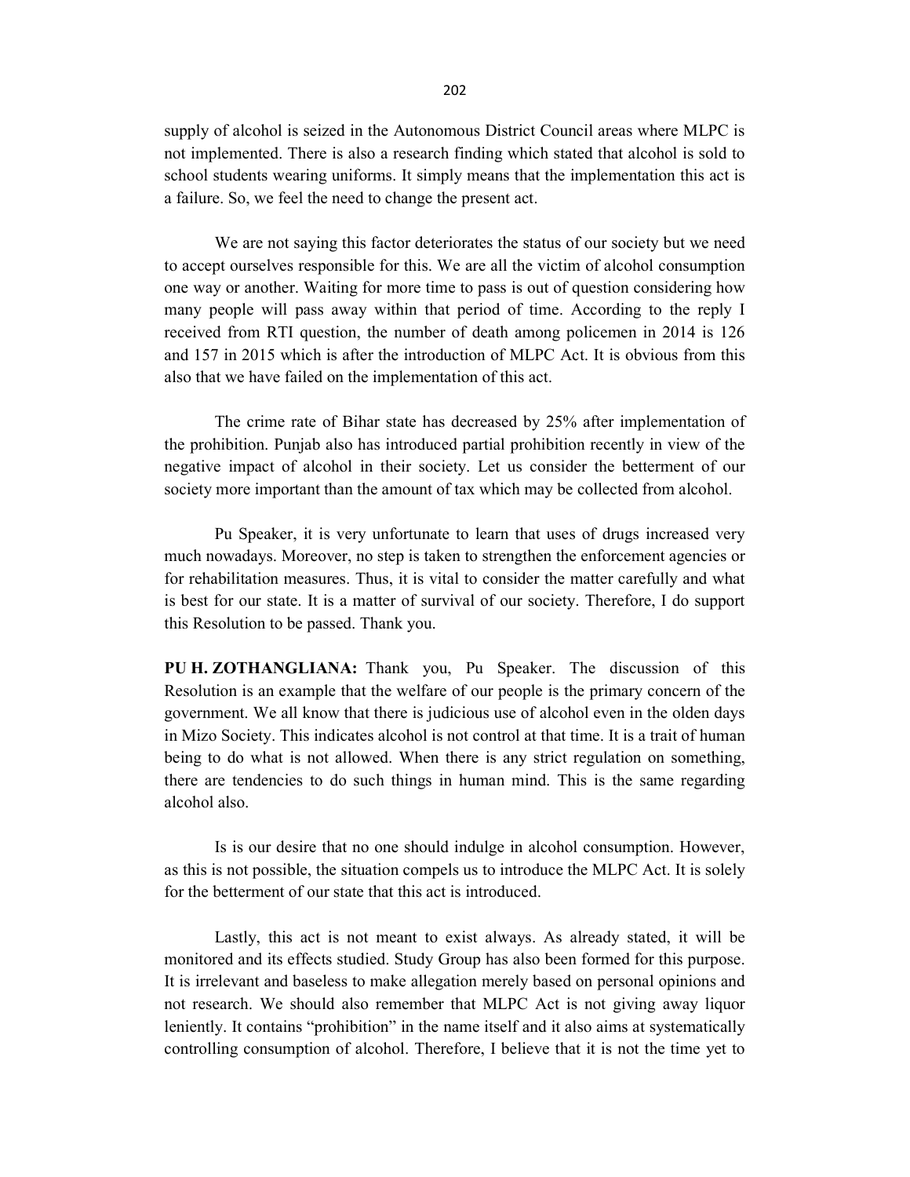supply of alcohol is seized in the Autonomous District Council areas where MLPC is not implemented. There is also a research finding which stated that alcohol is sold to school students wearing uniforms. It simply means that the implementation this act is a failure. So, we feel the need to change the present act.

We are not saying this factor deteriorates the status of our society but we need to accept ourselves responsible for this. We are all the victim of alcohol consumption one way or another. Waiting for more time to pass is out of question considering how many people will pass away within that period of time. According to the reply I received from RTI question, the number of death among policemen in 2014 is 126 and 157 in 2015 which is after the introduction of MLPC Act. It is obvious from this also that we have failed on the implementation of this act.

The crime rate of Bihar state has decreased by 25% after implementation of the prohibition. Punjab also has introduced partial prohibition recently in view of the negative impact of alcohol in their society. Let us consider the betterment of our society more important than the amount of tax which may be collected from alcohol.

Pu Speaker, it is very unfortunate to learn that uses of drugs increased very much nowadays. Moreover, no step is taken to strengthen the enforcement agencies or for rehabilitation measures. Thus, it is vital to consider the matter carefully and what is best for our state. It is a matter of survival of our society. Therefore, I do support this Resolution to be passed. Thank you.

**PU H. ZOTHANGLIANA:** Thank you, Pu Speaker. The discussion of this Resolution is an example that the welfare of our people is the primary concern of the government. We all know that there is judicious use of alcohol even in the olden days in Mizo Society. This indicates alcohol is not control at that time. It is a trait of human being to do what is not allowed. When there is any strict regulation on something, there are tendencies to do such things in human mind. This is the same regarding alcohol also.

Is is our desire that no one should indulge in alcohol consumption. However, as this is not possible, the situation compels us to introduce the MLPC Act. It is solely for the betterment of our state that this act is introduced.

Lastly, this act is not meant to exist always. As already stated, it will be monitored and its effects studied. Study Group has also been formed for this purpose. It is irrelevant and baseless to make allegation merely based on personal opinions and not research. We should also remember that MLPC Act is not giving away liquor leniently. It contains "prohibition" in the name itself and it also aims at systematically controlling consumption of alcohol. Therefore, I believe that it is not the time yet to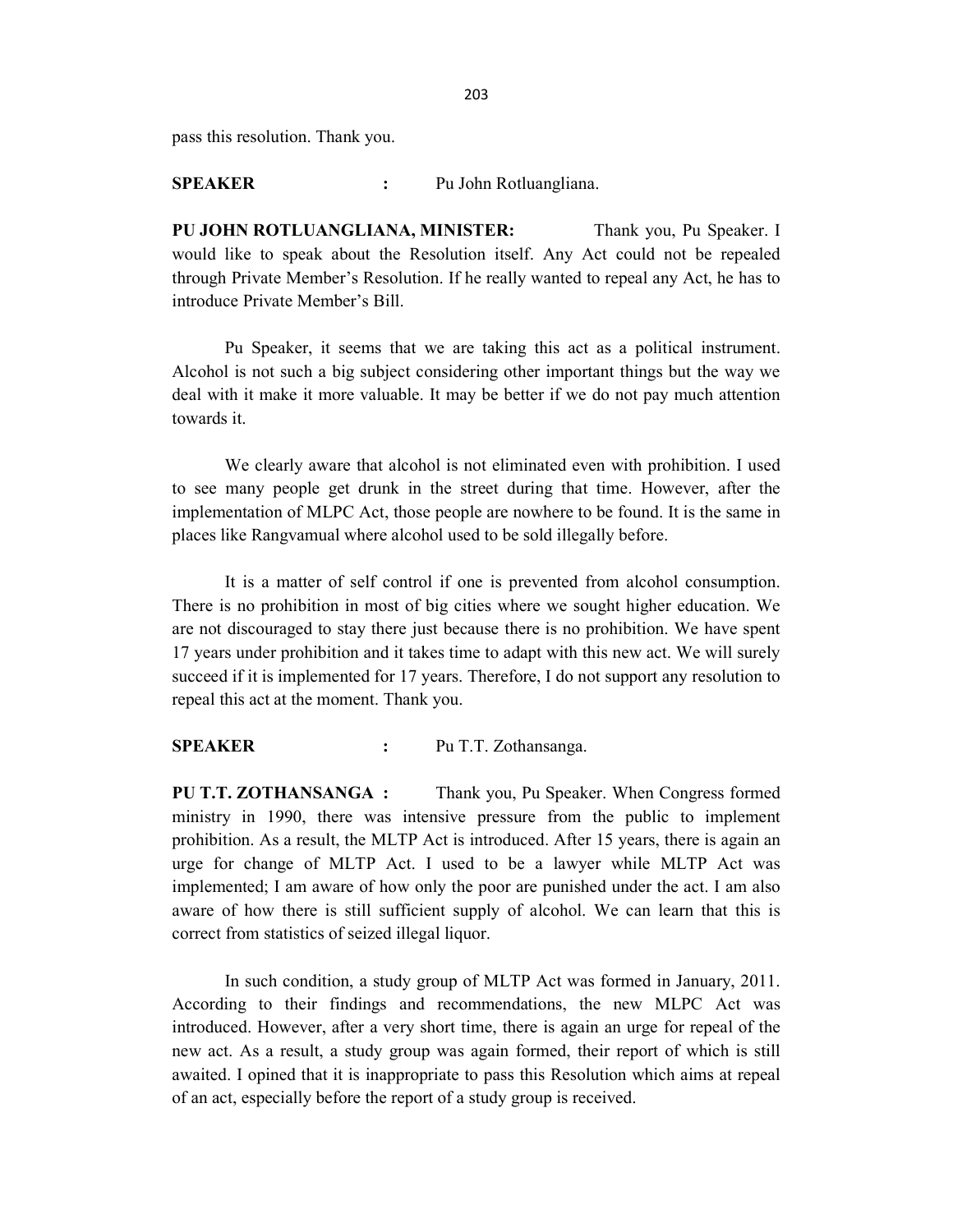pass this resolution. Thank you.

**SPEAKER** : Pu John Rotluangliana.

**PU JOHN ROTLUANGLIANA, MINISTER:** Thank you, Pu Speaker. I would like to speak about the Resolution itself. Any Act could not be repealed through Private Member's Resolution. If he really wanted to repeal any Act, he has to introduce Private Member's Bill.

Pu Speaker, it seems that we are taking this act as a political instrument. Alcohol is not such a big subject considering other important things but the way we deal with it make it more valuable. It may be better if we do not pay much attention towards it.

We clearly aware that alcohol is not eliminated even with prohibition. I used to see many people get drunk in the street during that time. However, after the implementation of MLPC Act, those people are nowhere to be found. It is the same in places like Rangvamual where alcohol used to be sold illegally before.

It is a matter of self control if one is prevented from alcohol consumption. There is no prohibition in most of big cities where we sought higher education. We are not discouraged to stay there just because there is no prohibition. We have spent 17 years under prohibition and it takes time to adapt with this new act. We will surely succeed if it is implemented for 17 years. Therefore, I do not support any resolution to repeal this act at the moment. Thank you.

**SPEAKER** : Pu T.T. Zothansanga.

**PU T.T. ZOTHANSANGA :** Thank you, Pu Speaker. When Congress formed ministry in 1990, there was intensive pressure from the public to implement prohibition. As a result, the MLTP Act is introduced. After 15 years, there is again an urge for change of MLTP Act. I used to be a lawyer while MLTP Act was implemented; I am aware of how only the poor are punished under the act. I am also aware of how there is still sufficient supply of alcohol. We can learn that this is correct from statistics of seized illegal liquor.

In such condition, a study group of MLTP Act was formed in January, 2011. According to their findings and recommendations, the new MLPC Act was introduced. However, after a very short time, there is again an urge for repeal of the new act. As a result, a study group was again formed, their report of which is still awaited. I opined that it is inappropriate to pass this Resolution which aims at repeal of an act, especially before the report of a study group is received.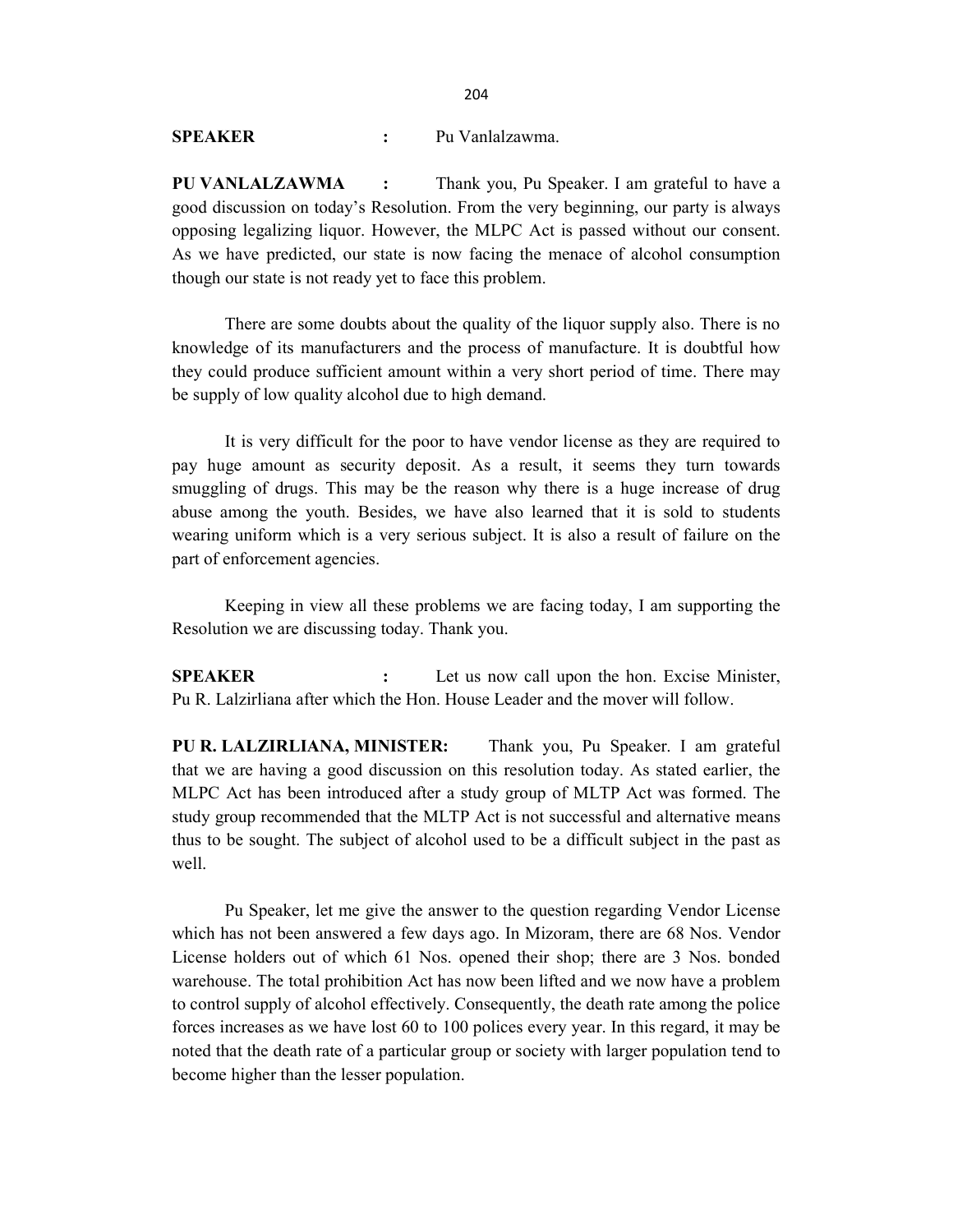**SPEAKER** : Pu Vanlalzawma.

**PU VANLALZAWMA** : Thank you, Pu Speaker. I am grateful to have a good discussion on today's Resolution. From the very beginning, our party is always opposing legalizing liquor. However, the MLPC Act is passed without our consent. As we have predicted, our state is now facing the menace of alcohol consumption though our state is not ready yet to face this problem.

There are some doubts about the quality of the liquor supply also. There is no knowledge of its manufacturers and the process of manufacture. It is doubtful how they could produce sufficient amount within a very short period of time. There may be supply of low quality alcohol due to high demand.

It is very difficult for the poor to have vendor license as they are required to pay huge amount as security deposit. As a result, it seems they turn towards smuggling of drugs. This may be the reason why there is a huge increase of drug abuse among the youth. Besides, we have also learned that it is sold to students wearing uniform which is a very serious subject. It is also a result of failure on the part of enforcement agencies.

Keeping in view all these problems we are facing today, I am supporting the Resolution we are discussing today. Thank you.

**SPEAKER** : Let us now call upon the hon. Excise Minister, Pu R. Lalzirliana after which the Hon. House Leader and the mover will follow.

**PU R. LALZIRLIANA, MINISTER:** Thank you, Pu Speaker. I am grateful that we are having a good discussion on this resolution today. As stated earlier, the MLPC Act has been introduced after a study group of MLTP Act was formed. The study group recommended that the MLTP Act is not successful and alternative means thus to be sought. The subject of alcohol used to be a difficult subject in the past as well.

Pu Speaker, let me give the answer to the question regarding Vendor License which has not been answered a few days ago. In Mizoram, there are 68 Nos. Vendor License holders out of which 61 Nos. opened their shop; there are 3 Nos. bonded warehouse. The total prohibition Act has now been lifted and we now have a problem to control supply of alcohol effectively. Consequently, the death rate among the police forces increases as we have lost 60 to 100 polices every year. In this regard, it may be noted that the death rate of a particular group or society with larger population tend to become higher than the lesser population.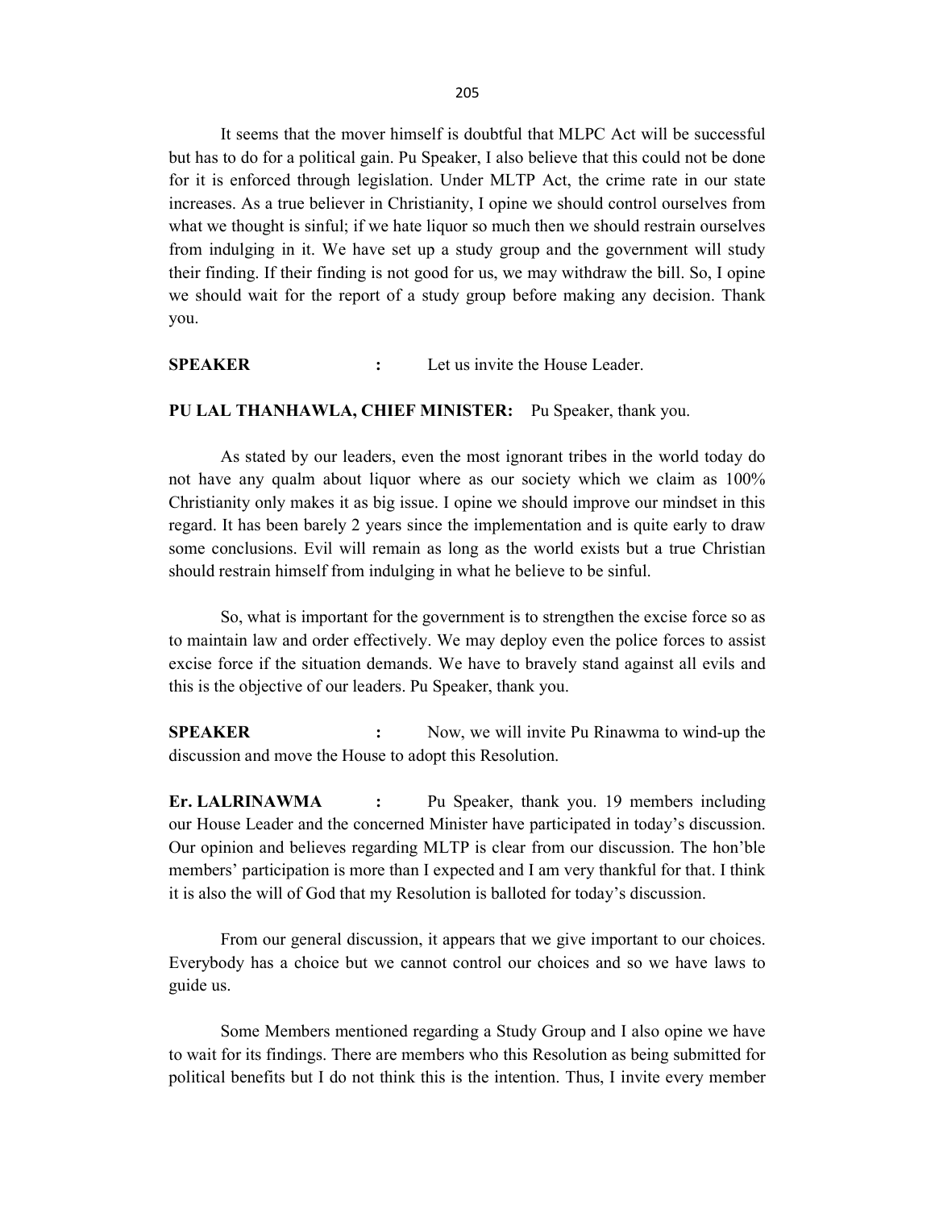It seems that the mover himself is doubtful that MLPC Act will be successful but has to do for a political gain. Pu Speaker, I also believe that this could not be done for it is enforced through legislation. Under MLTP Act, the crime rate in our state increases. As a true believer in Christianity, I opine we should control ourselves from what we thought is sinful; if we hate liquor so much then we should restrain ourselves from indulging in it. We have set up a study group and the government will study their finding. If their finding is not good for us, we may withdraw the bill. So, I opine we should wait for the report of a study group before making any decision. Thank you.

**SPEAKER** : Let us invite the House Leader.

**PU LAL THANHAWLA, CHIEF MINISTER:** Pu Speaker, thank you.

As stated by our leaders, even the most ignorant tribes in the world today do not have any qualm about liquor where as our society which we claim as 100% Christianity only makes it as big issue. I opine we should improve our mindset in this regard. It has been barely 2 years since the implementation and is quite early to draw some conclusions. Evil will remain as long as the world exists but a true Christian should restrain himself from indulging in what he believe to be sinful.

So, what is important for the government is to strengthen the excise force so as to maintain law and order effectively. We may deploy even the police forces to assist excise force if the situation demands. We have to bravely stand against all evils and this is the objective of our leaders. Pu Speaker, thank you.

**SPEAKER** : Now, we will invite Pu Rinawma to wind-up the discussion and move the House to adopt this Resolution.

**Er. LALRINAWMA** : Pu Speaker, thank you. 19 members including our House Leader and the concerned Minister have participated in today's discussion. Our opinion and believes regarding MLTP is clear from our discussion. The hon'ble members' participation is more than I expected and I am very thankful for that. I think it is also the will of God that my Resolution is balloted for today's discussion.

From our general discussion, it appears that we give important to our choices. Everybody has a choice but we cannot control our choices and so we have laws to guide us.

Some Members mentioned regarding a Study Group and I also opine we have to wait for its findings. There are members who this Resolution as being submitted for political benefits but I do not think this is the intention. Thus, I invite every member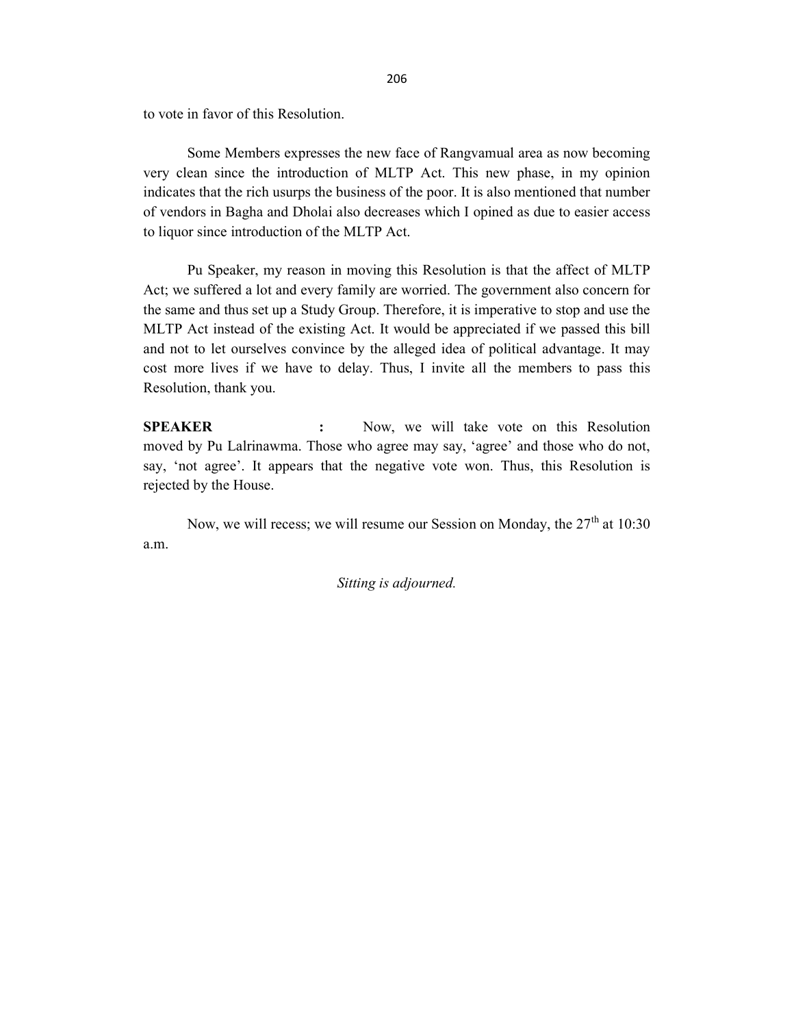to vote in favor of this Resolution.

Some Members expresses the new face of Rangvamual area as now becoming very clean since the introduction of MLTP Act. This new phase, in my opinion indicates that the rich usurps the business of the poor. It is also mentioned that number of vendors in Bagha and Dholai also decreases which I opined as due to easier access to liquor since introduction of the MLTP Act.

Pu Speaker, my reason in moving this Resolution is that the affect of MLTP Act; we suffered a lot and every family are worried. The government also concern for the same and thus set up a Study Group. Therefore, it is imperative to stop and use the MLTP Act instead of the existing Act. It would be appreciated if we passed this bill and not to let ourselves convince by the alleged idea of political advantage. It may cost more lives if we have to delay. Thus, I invite all the members to pass this Resolution, thank you.

**SPEAKER** : Now, we will take vote on this Resolution moved by Pu Lalrinawma. Those who agree may say, 'agree' and those who do not, say, 'not agree'. It appears that the negative vote won. Thus, this Resolution is rejected by the House.

Now, we will recess; we will resume our Session on Monday, the 27th at 10:30 a.m.

*Sitting is adjourned.*